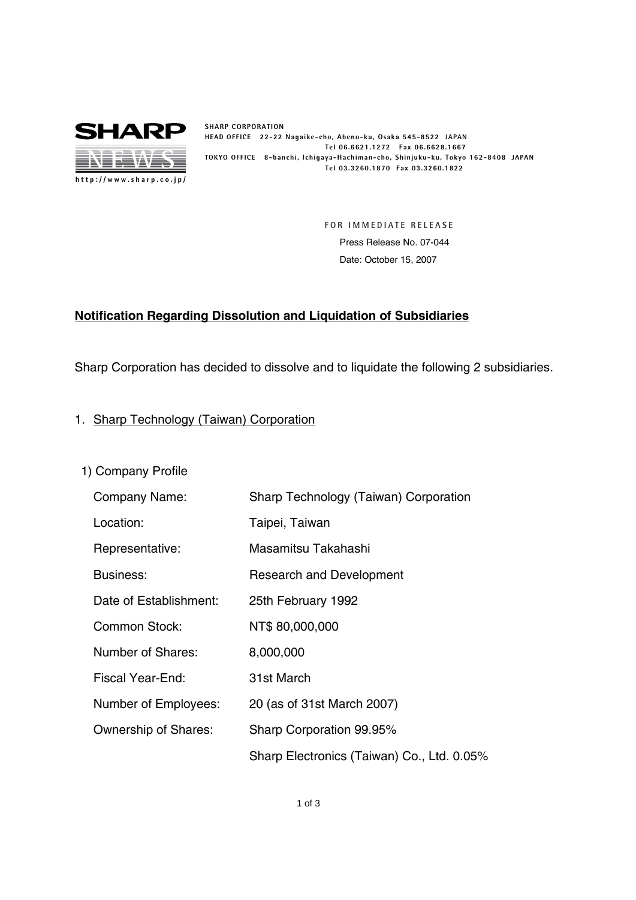**SHARP CORPORATION**
HEAD OFFICE 22-22 Nagaike-cho, Abeno-ku, Osaka 545-8522 JAPAN
Tel 06.6621.1272 Fax 06.6628.1667
TOKYO OFFICE 8-banchi, Ichigaya-Hachiman-cho, Shinjuku-ku, Tokyo 162-8408 JAPAN
Tel 03.3260.1870 Fax 03.3260.1822

http://www.sharp.co.jp/

FOR IMMEDIATE RELEASE
Press Release No. 07-044
Date: October 15, 2007

## Notification Regarding Dissolution and Liquidation of Subsidiaries

Sharp Corporation has decided to dissolve and to liquidate the following 2 subsidiaries.

1. Sharp Technology (Taiwan) Corporation

1) Company Profile

| | |
|---|---|
| Company Name: | Sharp Technology (Taiwan) Corporation |
| Location: | Taipei, Taiwan |
| Representative: | Masamitsu Takahashi |
| Business: | Research and Development |
| Date of Establishment: | 25th February 1992 |
| Common Stock: | NT$ 80,000,000 |
| Number of Shares: | 8,000,000 |
| Fiscal Year-End: | 31st March |
| Number of Employees: | 20 (as of 31st March 2007) |
| Ownership of Shares: | Sharp Corporation 99.95% |
| | Sharp Electronics (Taiwan) Co., Ltd. 0.05% |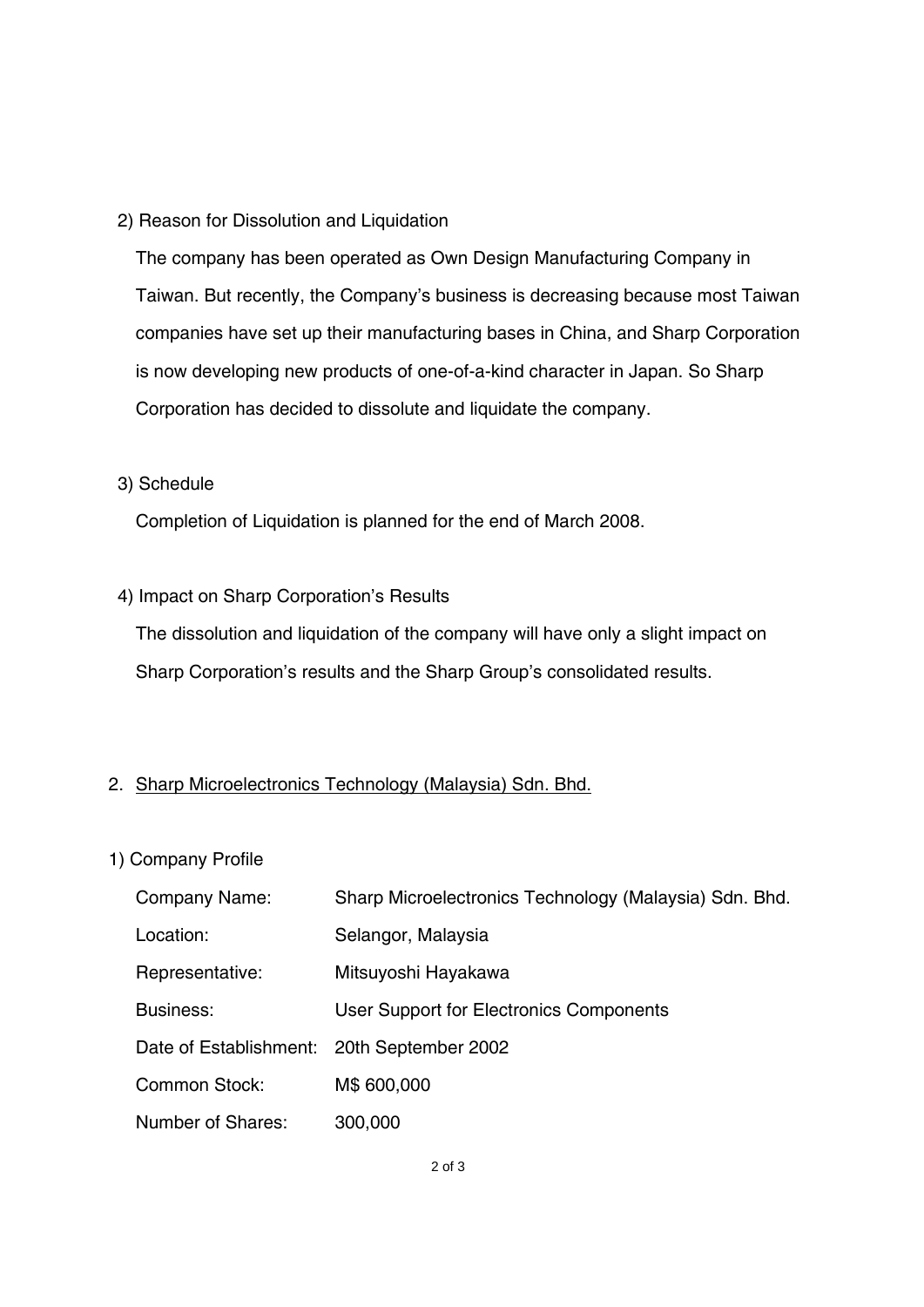2) Reason for Dissolution and Liquidation

The company has been operated as Own Design Manufacturing Company in Taiwan. But recently, the Company's business is decreasing because most Taiwan companies have set up their manufacturing bases in China, and Sharp Corporation is now developing new products of one-of-a-kind character in Japan. So Sharp Corporation has decided to dissolute and liquidate the company.

3) Schedule

Completion of Liquidation is planned for the end of March 2008.

4) Impact on Sharp Corporation's Results

The dissolution and liquidation of the company will have only a slight impact on Sharp Corporation's results and the Sharp Group's consolidated results.

## 2. Sharp Microelectronics Technology (Malaysia) Sdn. Bhd.

1) Company Profile

| | |
|---|---|
| Company Name: | Sharp Microelectronics Technology (Malaysia) Sdn. Bhd. |
| Location: | Selangor, Malaysia |
| Representative: | Mitsuyoshi Hayakawa |
| Business: | User Support for Electronics Components |
| Date of Establishment: | 20th September 2002 |
| Common Stock: | M$ 600,000 |
| Number of Shares: | 300,000 |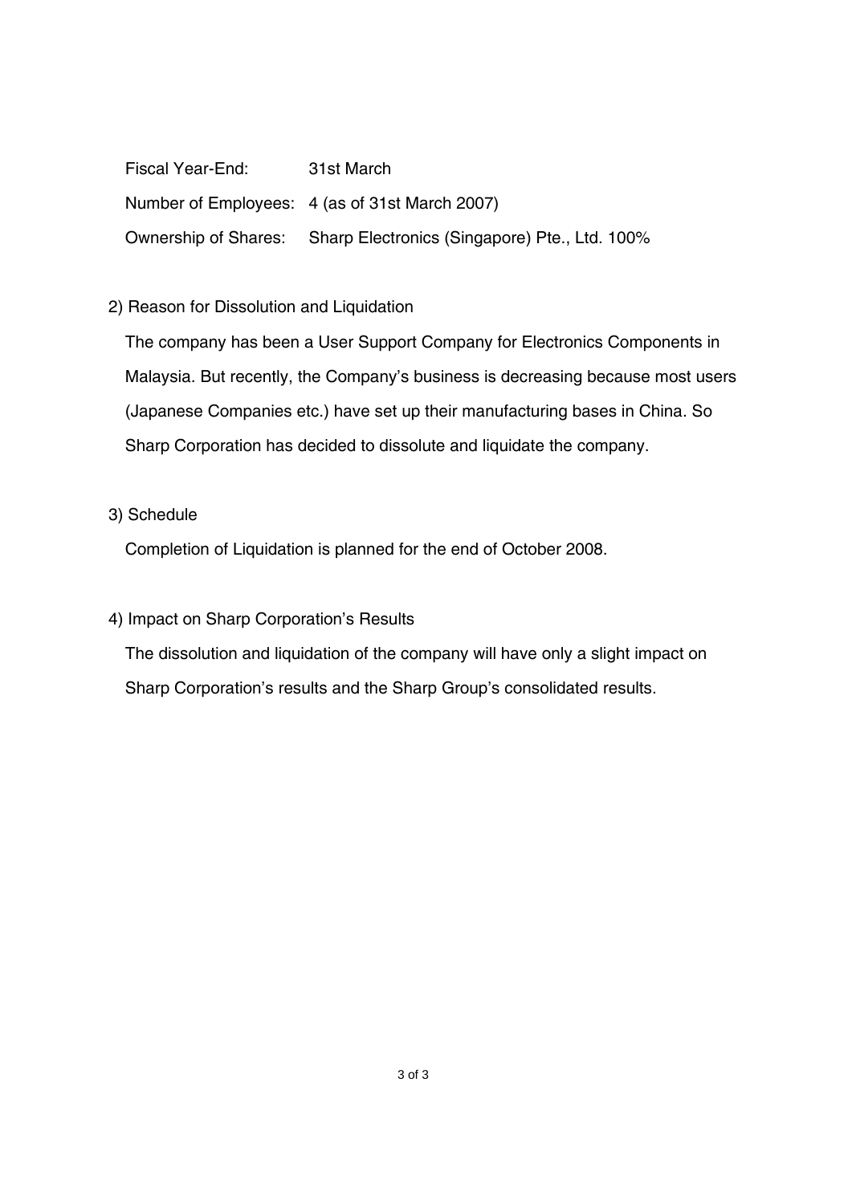Fiscal Year-End: 31st March

Number of Employees: 4 (as of 31st March 2007)

Ownership of Shares: Sharp Electronics (Singapore) Pte., Ltd. 100%

2) Reason for Dissolution and Liquidation

The company has been a User Support Company for Electronics Components in Malaysia. But recently, the Company's business is decreasing because most users (Japanese Companies etc.) have set up their manufacturing bases in China. So Sharp Corporation has decided to dissolute and liquidate the company.

3) Schedule

Completion of Liquidation is planned for the end of October 2008.

4) Impact on Sharp Corporation's Results

The dissolution and liquidation of the company will have only a slight impact on Sharp Corporation's results and the Sharp Group's consolidated results.